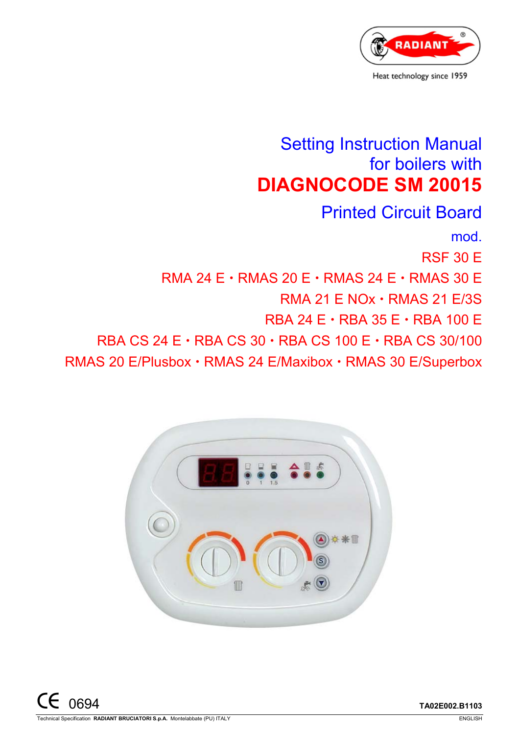RADIANT®

Heat technology since 1959

# Setting Instruction Manual for boilers with DIAGNOCODE SM 20015 Printed Circuit Board

mod.

RSF 30 E

RMA 24 E • RMAS 20 E • RMAS 24 E • RMAS 30 E

RMA 21 E NOx • RMAS 21 E/3S

RBA 24 E • RBA 35 E • RBA 100 E

RBA CS 24 E • RBA CS 30 • RBA CS 100 E • RBA CS 30/100

RMAS 20 E/Plusbox • RMAS 24 E/Maxibox • RMAS 30 E/Superbox

CE 0694

**TA02E002.B1103**

Technical Specification **RADIANT BRUCIATORI S.p.A.** Montelabbate (PU) ITALY

ENGLISH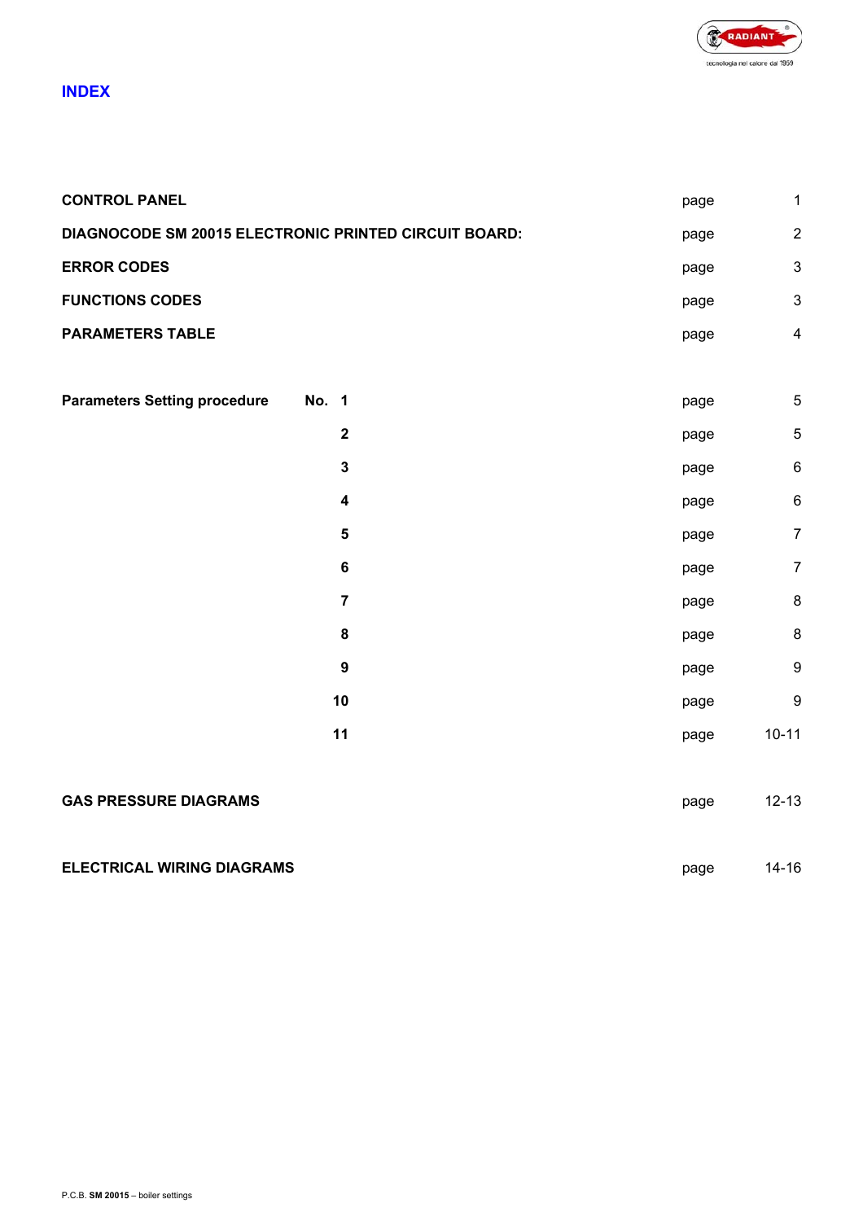# INDEX

| | | | |
|---|---|---|---|
| **CONTROL PANEL** | | page | 1 |
| **DIAGNOCODE SM 20015 ELECTRONIC PRINTED CIRCUIT BOARD:** | | page | 2 |
| **ERROR CODES** | | page | 3 |
| **FUNCTIONS CODES** | | page | 3 |
| **PARAMETERS TABLE** | | page | 4 |
| | | | |
| **Parameters Setting procedure** | **No. 1** | page | 5 |
| | **2** | page | 5 |
| | **3** | page | 6 |
| | **4** | page | 6 |
| | **5** | page | 7 |
| | **6** | page | 7 |
| | **7** | page | 8 |
| | **8** | page | 8 |
| | **9** | page | 9 |
| | **10** | page | 9 |
| | **11** | page | 10-11 |
| | | | |
| **GAS PRESSURE DIAGRAMS** | | page | 12-13 |
| | | | |
| **ELECTRICAL WIRING DIAGRAMS** | | page | 14-16 |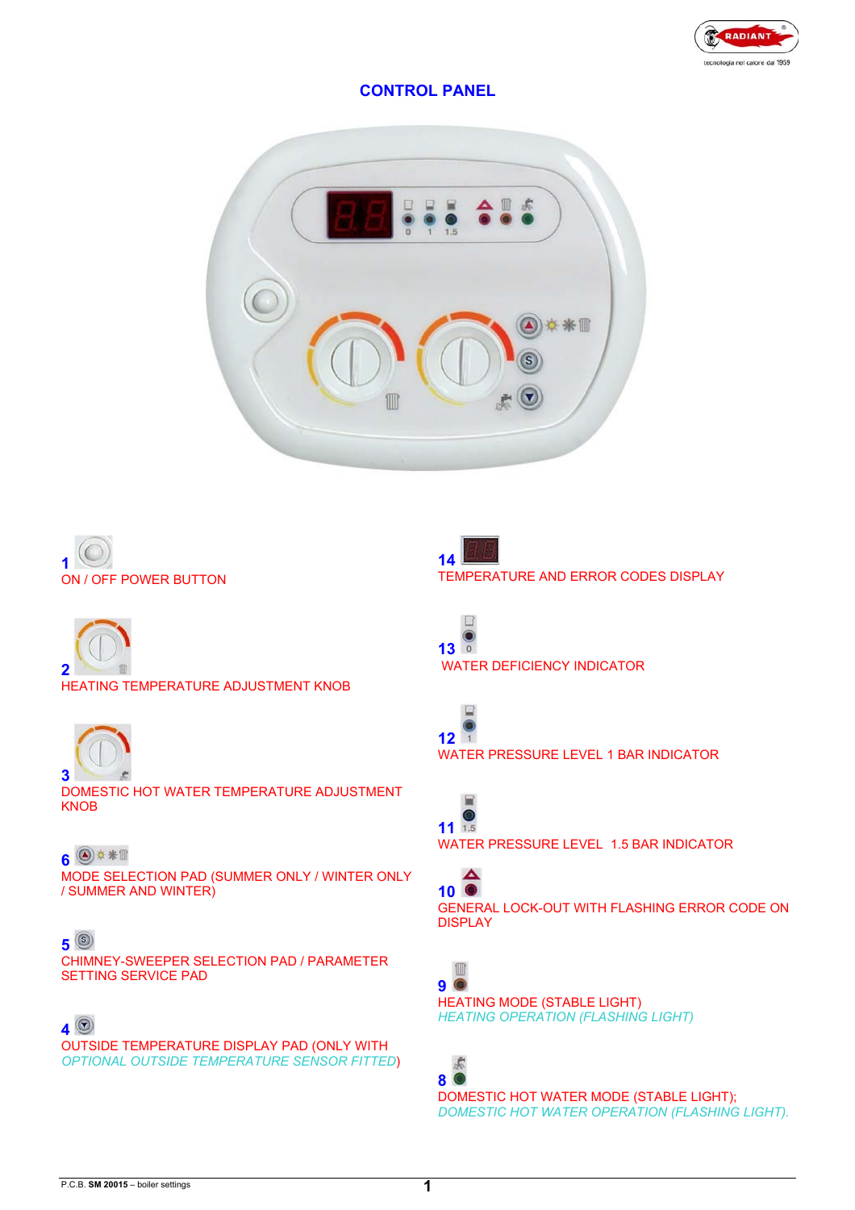## CONTROL PANEL

**1**
ON / OFF POWER BUTTON

**2**
HEATING TEMPERATURE ADJUSTMENT KNOB

**3**
DOMESTIC HOT WATER TEMPERATURE ADJUSTMENT KNOB

**6**
MODE SELECTION PAD (SUMMER ONLY / WINTER ONLY / SUMMER AND WINTER)

**5**
CHIMNEY-SWEEPER SELECTION PAD / PARAMETER SETTING SERVICE PAD

**4**
OUTSIDE TEMPERATURE DISPLAY PAD (ONLY WITH *OPTIONAL OUTSIDE TEMPERATURE SENSOR FITTED*)

**14**
TEMPERATURE AND ERROR CODES DISPLAY

**13**
WATER DEFICIENCY INDICATOR

**12**
WATER PRESSURE LEVEL 1 BAR INDICATOR

**11**
WATER PRESSURE LEVEL 1.5 BAR INDICATOR

**10**
GENERAL LOCK-OUT WITH FLASHING ERROR CODE ON DISPLAY

**9**
HEATING MODE (STABLE LIGHT)
*HEATING OPERATION (FLASHING LIGHT)*

**8**
DOMESTIC HOT WATER MODE (STABLE LIGHT);
*DOMESTIC HOT WATER OPERATION (FLASHING LIGHT).*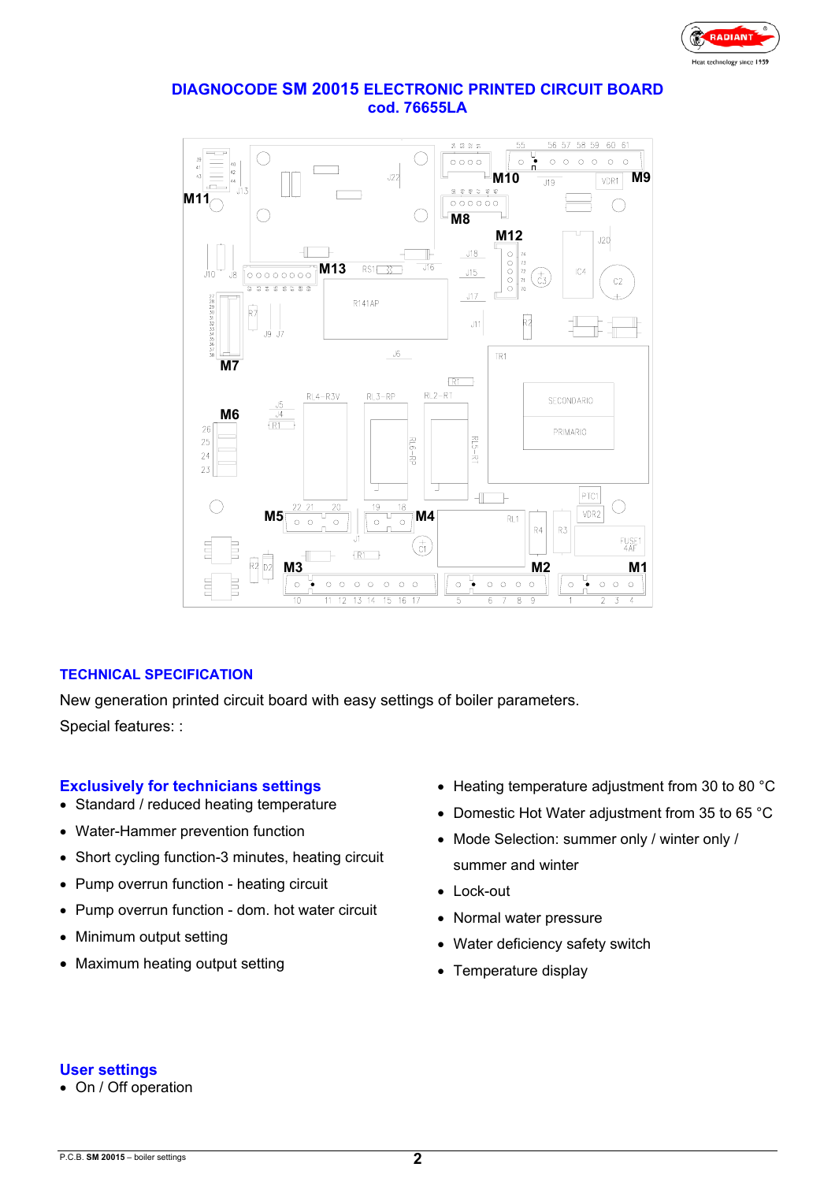# DIAGNOCODE SM 20015 ELECTRONIC PRINTED CIRCUIT BOARD
## cod. 76655LA

## TECHNICAL SPECIFICATION

New generation printed circuit board with easy settings of boiler parameters.

Special features: :

### Exclusively for technicians settings

- Standard / reduced heating temperature
- Water-Hammer prevention function
- Short cycling function-3 minutes, heating circuit
- Pump overrun function - heating circuit
- Pump overrun function - dom. hot water circuit
- Minimum output setting
- Maximum heating output setting
- Heating temperature adjustment from 30 to 80 °C
- Domestic Hot Water adjustment from 35 to 65 °C
- Mode Selection: summer only / winter only / summer and winter
- Lock-out
- Normal water pressure
- Water deficiency safety switch
- Temperature display

### User settings

- On / Off operation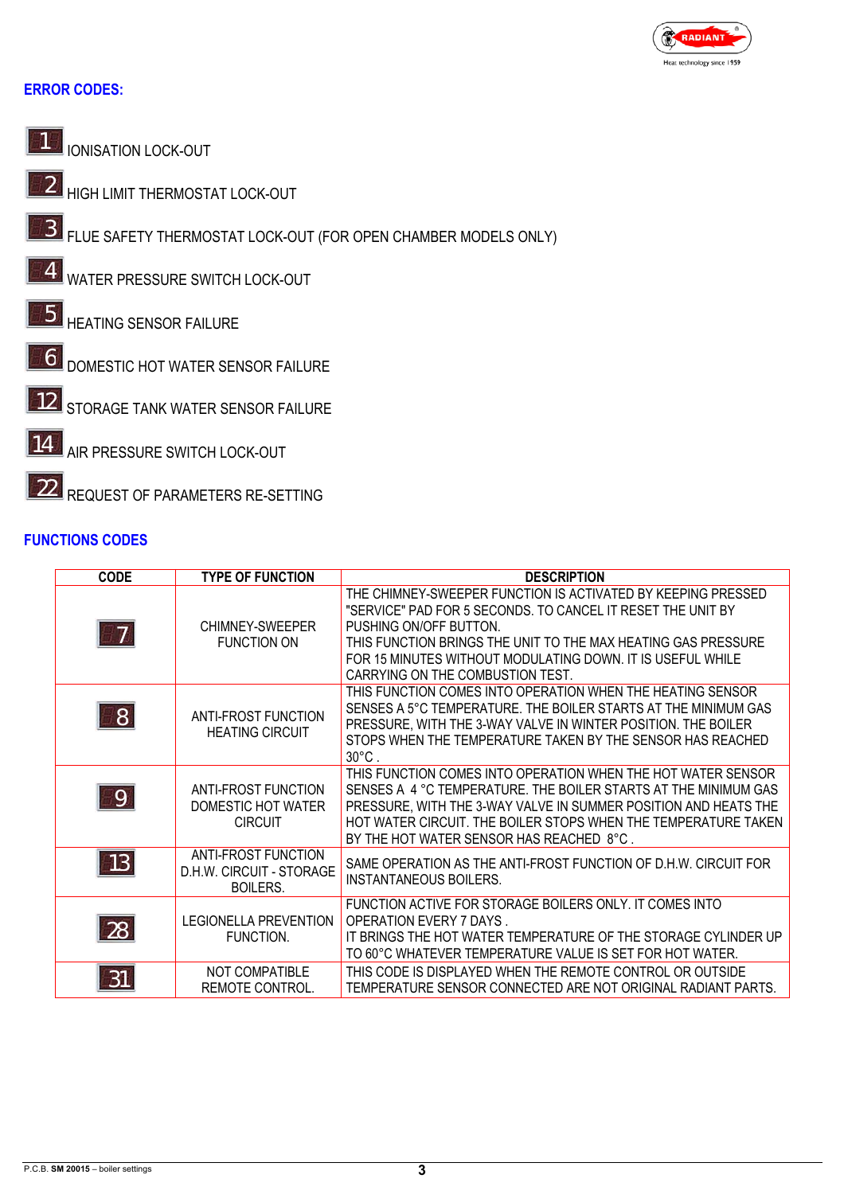## ERROR CODES:

- **1** IONISATION LOCK-OUT
- **2** HIGH LIMIT THERMOSTAT LOCK-OUT
- **3** FLUE SAFETY THERMOSTAT LOCK-OUT (FOR OPEN CHAMBER MODELS ONLY)
- **4** WATER PRESSURE SWITCH LOCK-OUT
- **5** HEATING SENSOR FAILURE
- **6** DOMESTIC HOT WATER SENSOR FAILURE
- **12** STORAGE TANK WATER SENSOR FAILURE
- **14** AIR PRESSURE SWITCH LOCK-OUT
- **22** REQUEST OF PARAMETERS RE-SETTING

## FUNCTIONS CODES

| CODE | TYPE OF FUNCTION | DESCRIPTION |
|---|---|---|
| 7 | CHIMNEY-SWEEPER FUNCTION ON | THE CHIMNEY-SWEEPER FUNCTION IS ACTIVATED BY KEEPING PRESSED "SERVICE" PAD FOR 5 SECONDS. TO CANCEL IT RESET THE UNIT BY PUSHING ON/OFF BUTTON. THIS FUNCTION BRINGS THE UNIT TO THE MAX HEATING GAS PRESSURE FOR 15 MINUTES WITHOUT MODULATING DOWN. IT IS USEFUL WHILE CARRYING ON THE COMBUSTION TEST. |
| 8 | ANTI-FROST FUNCTION HEATING CIRCUIT | THIS FUNCTION COMES INTO OPERATION WHEN THE HEATING SENSOR SENSES A 5°C TEMPERATURE. THE BOILER STARTS AT THE MINIMUM GAS PRESSURE, WITH THE 3-WAY VALVE IN WINTER POSITION. THE BOILER STOPS WHEN THE TEMPERATURE TAKEN BY THE SENSOR HAS REACHED 30°C . |
| 9 | ANTI-FROST FUNCTION DOMESTIC HOT WATER CIRCUIT | THIS FUNCTION COMES INTO OPERATION WHEN THE HOT WATER SENSOR SENSES A 4 °C TEMPERATURE. THE BOILER STARTS AT THE MINIMUM GAS PRESSURE, WITH THE 3-WAY VALVE IN SUMMER POSITION AND HEATS THE HOT WATER CIRCUIT. THE BOILER STOPS WHEN THE TEMPERATURE TAKEN BY THE HOT WATER SENSOR HAS REACHED 8°C . |
| 13 | ANTI-FROST FUNCTION D.H.W. CIRCUIT - STORAGE BOILERS. | SAME OPERATION AS THE ANTI-FROST FUNCTION OF D.H.W. CIRCUIT FOR INSTANTANEOUS BOILERS. |
| 28 | LEGIONELLA PREVENTION FUNCTION. | FUNCTION ACTIVE FOR STORAGE BOILERS ONLY. IT COMES INTO OPERATION EVERY 7 DAYS . IT BRINGS THE HOT WATER TEMPERATURE OF THE STORAGE CYLINDER UP TO 60°C WHATEVER TEMPERATURE VALUE IS SET FOR HOT WATER. |
| 31 | NOT COMPATIBLE REMOTE CONTROL. | THIS CODE IS DISPLAYED WHEN THE REMOTE CONTROL OR OUTSIDE TEMPERATURE SENSOR CONNECTED ARE NOT ORIGINAL RADIANT PARTS. |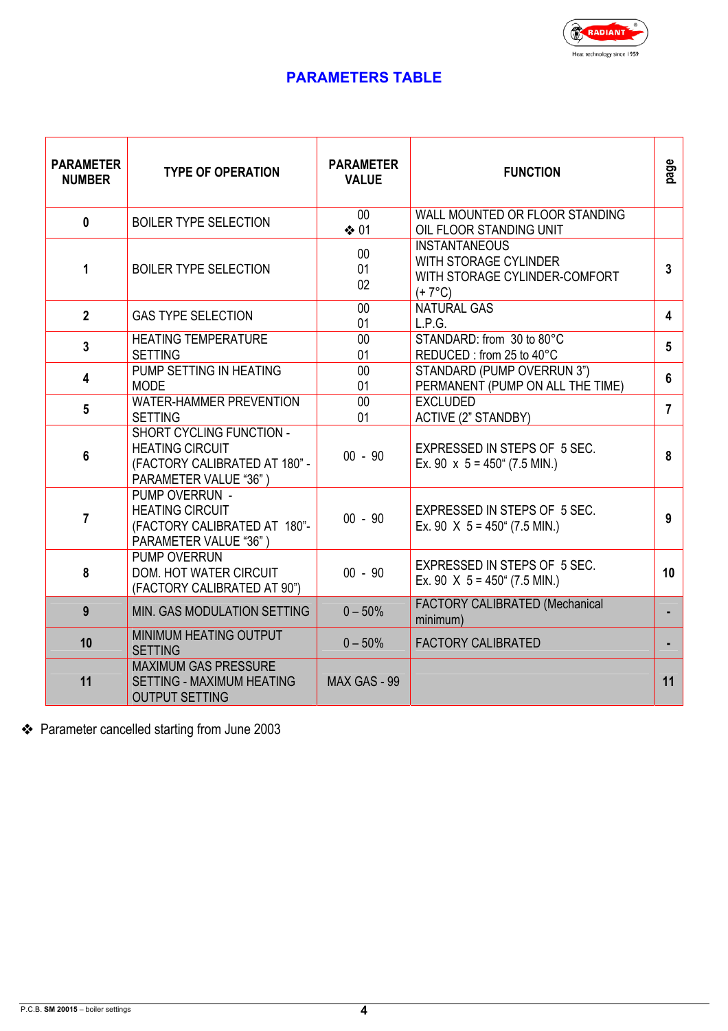## PARAMETERS TABLE

| PARAMETER NUMBER | TYPE OF OPERATION | PARAMETER VALUE | FUNCTION | page |
|---|---|---|---|---|
| **0** | BOILER TYPE SELECTION | 00<br>❖ 01 | WALL MOUNTED OR FLOOR STANDING<br>OIL FLOOR STANDING UNIT | |
| **1** | BOILER TYPE SELECTION | 00<br>01<br>02 | INSTANTANEOUS<br>WITH STORAGE CYLINDER<br>WITH STORAGE CYLINDER-COMFORT (+ 7°C) | **3** |
| **2** | GAS TYPE SELECTION | 00<br>01 | NATURAL GAS<br>L.P.G. | **4** |
| **3** | HEATING TEMPERATURE SETTING | 00<br>01 | STANDARD: from 30 to 80°C<br>REDUCED : from 25 to 40°C | **5** |
| **4** | PUMP SETTING IN HEATING MODE | 00<br>01 | STANDARD (PUMP OVERRUN 3")<br>PERMANENT (PUMP ON ALL THE TIME) | **6** |
| **5** | WATER-HAMMER PREVENTION SETTING | 00<br>01 | EXCLUDED<br>ACTIVE (2" STANDBY) | **7** |
| **6** | SHORT CYCLING FUNCTION - HEATING CIRCUIT (FACTORY CALIBRATED AT 180" - PARAMETER VALUE "36" ) | 00 - 90 | EXPRESSED IN STEPS OF 5 SEC.<br>Ex. 90 x 5 = 450" (7.5 MIN.) | **8** |
| **7** | PUMP OVERRUN - HEATING CIRCUIT (FACTORY CALIBRATED AT 180"- PARAMETER VALUE "36" ) | 00 - 90 | EXPRESSED IN STEPS OF 5 SEC.<br>Ex. 90 X 5 = 450" (7.5 MIN.) | **9** |
| **8** | PUMP OVERRUN DOM. HOT WATER CIRCUIT (FACTORY CALIBRATED AT 90") | 00 - 90 | EXPRESSED IN STEPS OF 5 SEC.<br>Ex. 90 X 5 = 450" (7.5 MIN.) | **10** |
| **9** | MIN. GAS MODULATION SETTING | 0 – 50% | FACTORY CALIBRATED (Mechanical minimum) | **-** |
| **10** | MINIMUM HEATING OUTPUT SETTING | 0 – 50% | FACTORY CALIBRATED | **-** |
| **11** | MAXIMUM GAS PRESSURE SETTING - MAXIMUM HEATING OUTPUT SETTING | MAX GAS - 99 | | **11** |

❖ Parameter cancelled starting from June 2003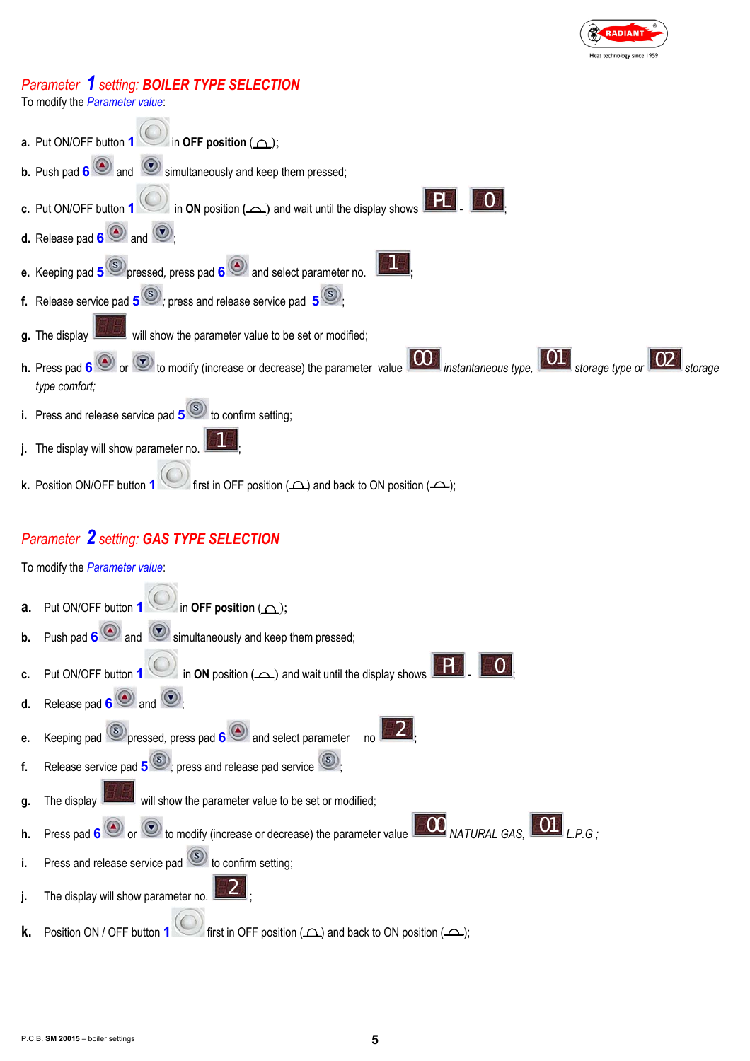## *Parameter 1 setting: **BOILER TYPE SELECTION***

To modify the *Parameter value*:

- **a.** Put ON/OFF button **1** in **OFF position** ( );
- **b.** Push pad **6** and simultaneously and keep them pressed;
- **c.** Put ON/OFF button **1** in **ON** position **(** ) and wait until the display shows PL - 0;
- **d.** Release pad **6** and ;
- **e.** Keeping pad **5** pressed, press pad **6** and select parameter no. 1;
- **f.** Release service pad **5**; press and release service pad **5**;
- **g.** The display will show the parameter value to be set or modified;
- **h.** Press pad **6** or to modify (increase or decrease) the parameter value 00 *instantaneous type*, 01 *storage type or* 02 *storage type comfort;*
- **i.** Press and release service pad **5** to confirm setting;
- **j.** The display will show parameter no. 1;
- **k.** Position ON/OFF button **1** first in OFF position ( ) and back to ON position ( );

## *Parameter 2 setting: **GAS TYPE SELECTION***

To modify the *Parameter value*:

- **a.** Put ON/OFF button **1** in **OFF position** ( );
- **b.** Push pad **6** and simultaneously and keep them pressed;
- **c.** Put ON/OFF button **1** in **ON** position **(** ) and wait until the display shows PI - 0;
- **d.** Release pad **6** and ;
- **e.** Keeping pad pressed, press pad **6** and select parameter no 2;
- **f.** Release service pad **5**; press and release pad service ;
- **g.** The display will show the parameter value to be set or modified;
- **h.** Press pad **6** or to modify (increase or decrease) the parameter value 00 *NATURAL GAS*, 01 *L.P.G ;*
- **i.** Press and release service pad to confirm setting;
- **j.** The display will show parameter no. 2;
- **k.** Position ON / OFF button **1** first in OFF position ( ) and back to ON position ( );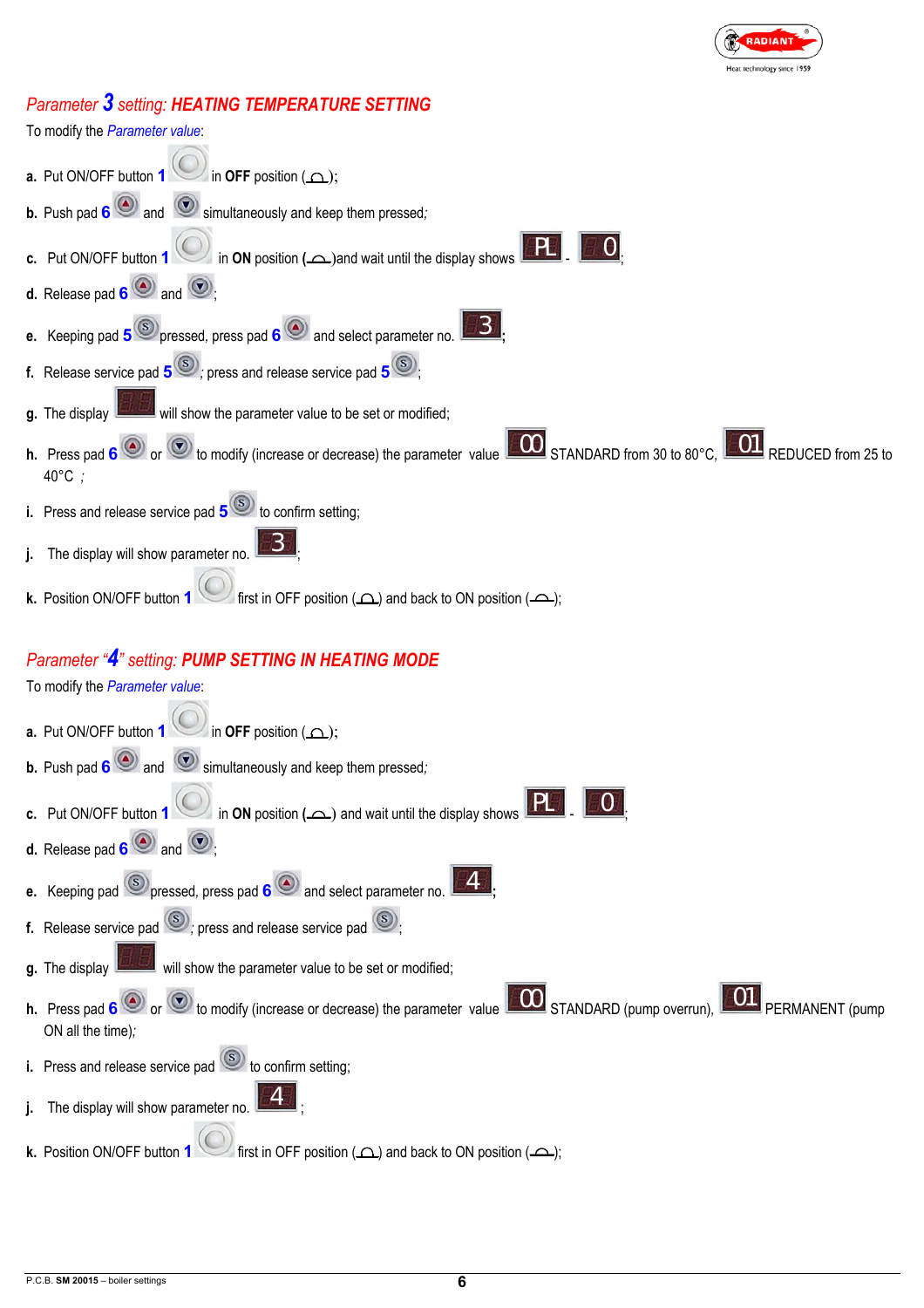## *Parameter* ***3*** *setting:* ***HEATING TEMPERATURE SETTING***

To modify the *Parameter value*:

**a.** Put ON/OFF button **1** in **OFF** position ( );

**b.** Push pad **6** and simultaneously and keep them pressed;

**c.** Put ON/OFF button **1** in **ON** position ( )and wait until the display shows PL - 0;

**d.** Release pad **6** and ;

**e.** Keeping pad **5** pressed, press pad **6** and select parameter no. 3;

**f.** Release service pad **5**; press and release service pad **5**;

**g.** The display will show the parameter value to be set or modified;

**h.** Press pad **6** or to modify (increase or decrease) the parameter value 00 STANDARD from 30 to 80°C, 01 REDUCED from 25 to 40°C ;

**i.** Press and release service pad **5** to confirm setting;

**j.** The display will show parameter no. 3;

**k.** Position ON/OFF button **1** first in OFF position ( ) and back to ON position ( );

## *Parameter "****4****" setting:* ***PUMP SETTING IN HEATING MODE***

To modify the *Parameter value*:

**a.** Put ON/OFF button **1** in **OFF** position ( );

**b.** Push pad **6** and simultaneously and keep them pressed;

**c.** Put ON/OFF button **1** in **ON** position ( ) and wait until the display shows PL - 0;

**d.** Release pad **6** and ;

**e.** Keeping pad pressed, press pad **6** and select parameter no. 4;

**f.** Release service pad ; press and release service pad ;

**g.** The display will show the parameter value to be set or modified;

**h.** Press pad **6** or to modify (increase or decrease) the parameter value 00 STANDARD (pump overrun), 01 PERMANENT (pump ON all the time);

**i.** Press and release service pad to confirm setting;

**j.** The display will show parameter no. 4 ;

**k.** Position ON/OFF button **1** first in OFF position ( ) and back to ON position ( );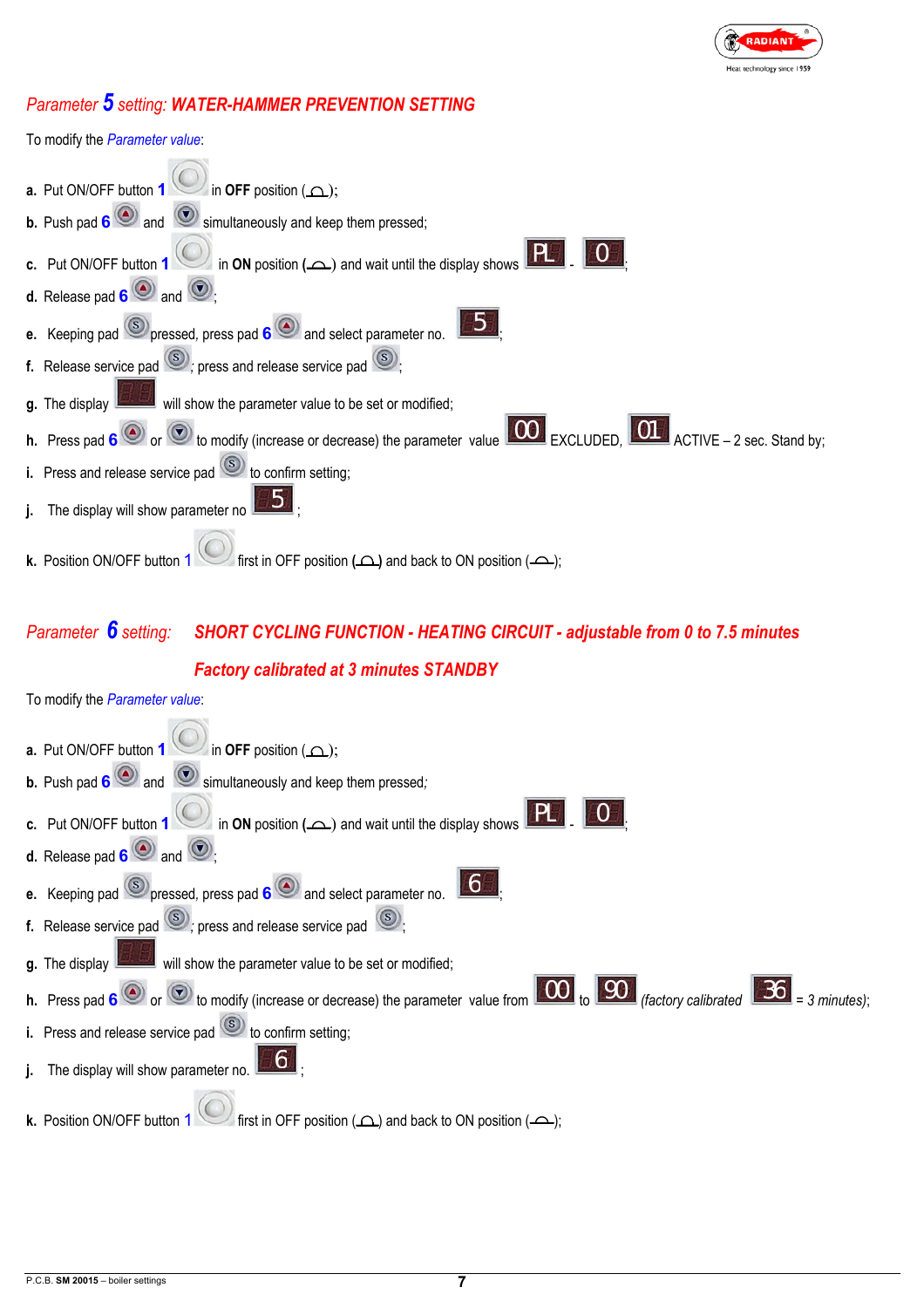## *Parameter **5** setting:* ***WATER-HAMMER PREVENTION SETTING***

To modify the *Parameter value*:

- **a.** Put ON/OFF button **1** in **OFF** position ( );
- **b.** Push pad **6** and simultaneously and keep them pressed;
- **c.** Put ON/OFF button **1** in **ON** position ( ) and wait until the display shows PL - 0;
- **d.** Release pad **6** and ;
- **e.** Keeping pad pressed, press pad **6** and select parameter no. 5;
- **f.** Release service pad ; press and release service pad ;
- **g.** The display will show the parameter value to be set or modified;
- **h.** Press pad **6** or to modify (increase or decrease) the parameter value 00 EXCLUDED, 01 ACTIVE – 2 sec. Stand by;
- **i.** Press and release service pad to confirm setting;
- **j.** The display will show parameter no 5;
- **k.** Position ON/OFF button **1** first in OFF position ( ) and back to ON position ( );

## *Parameter **6** setting:* ***SHORT CYCLING FUNCTION - HEATING CIRCUIT - adjustable from 0 to 7.5 minutes Factory calibrated at 3 minutes STANDBY***

To modify the *Parameter value*:

- **a.** Put ON/OFF button **1** in **OFF** position ( );
- **b.** Push pad **6** and simultaneously and keep them pressed;
- **c.** Put ON/OFF button **1** in **ON** position ( ) and wait until the display shows PL - 0;
- **d.** Release pad **6** and ;
- **e.** Keeping pad pressed, press pad **6** and select parameter no. 6;
- **f.** Release service pad ; press and release service pad ;
- **g.** The display will show the parameter value to be set or modified;
- **h.** Press pad **6** or to modify (increase or decrease) the parameter value from 00 to 90 *(factory calibrated* 36 *= 3 minutes)*;
- **i.** Press and release service pad to confirm setting;
- **j.** The display will show parameter no. 6;
- **k.** Position ON/OFF button **1** first in OFF position ( ) and back to ON position ( );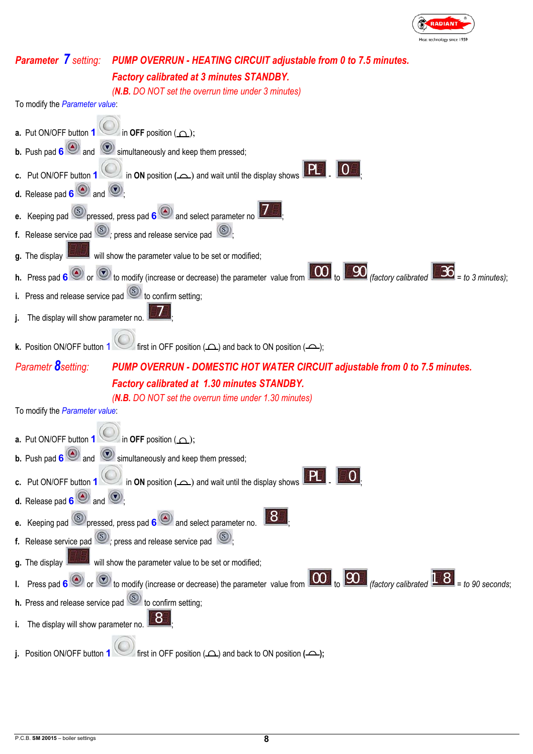**Parameter 7 setting:** **PUMP OVERRUN - HEATING CIRCUIT adjustable from 0 to 7.5 minutes.**

**Factory calibrated at 3 minutes STANDBY.**

*(N.B. DO NOT set the overrun time under 3 minutes)*

To modify the *Parameter value*:

- **a.** Put ON/OFF button **1** in **OFF** position;
- **b.** Push pad **6** and simultaneously and keep them pressed;
- **c.** Put ON/OFF button **1** in **ON** position and wait until the display shows PL - 0;
- **d.** Release pad **6** and ;
- **e.** Keeping pad S pressed, press pad **6** and select parameter no 7;
- **f.** Release service pad S; press and release service pad S;
- **g.** The display will show the parameter value to be set or modified;
- **h.** Press pad **6** or to modify (increase or decrease) the parameter value from 00 to 90 *(factory calibrated* 36 *= to 3 minutes)*;
- **i.** Press and release service pad S to confirm setting;
- **j.** The display will show parameter no. 7;
- **k.** Position ON/OFF button **1** first in OFF position and back to ON position;

**Parametr 8 setting:** **PUMP OVERRUN - DOMESTIC HOT WATER CIRCUIT adjustable from 0 to 7.5 minutes.**

**Factory calibrated at 1.30 minutes STANDBY.**

*(N.B. DO NOT set the overrun time under 1.30 minutes)*

To modify the *Parameter value*:

- **a.** Put ON/OFF button **1** in **OFF** position;
- **b.** Push pad **6** and simultaneously and keep them pressed;
- **c.** Put ON/OFF button **1** in **ON** position and wait until the display shows PL - 0;
- **d.** Release pad **6** and ;
- **e.** Keeping pad S pressed, press pad **6** and select parameter no. 8;
- **f.** Release service pad S; press and release service pad S;
- **g.** The display will show the parameter value to be set or modified;
- **l.** Press pad **6** or to modify (increase or decrease) the parameter value from 00 to 90 *(factory calibrated* 18 *= to 90 seconds*;
- **h.** Press and release service pad S to confirm setting;
- **i.** The display will show parameter no. 8;
- **j.** Position ON/OFF button **1** first in OFF position and back to ON position;

P.C.B. **SM 20015** – boiler settings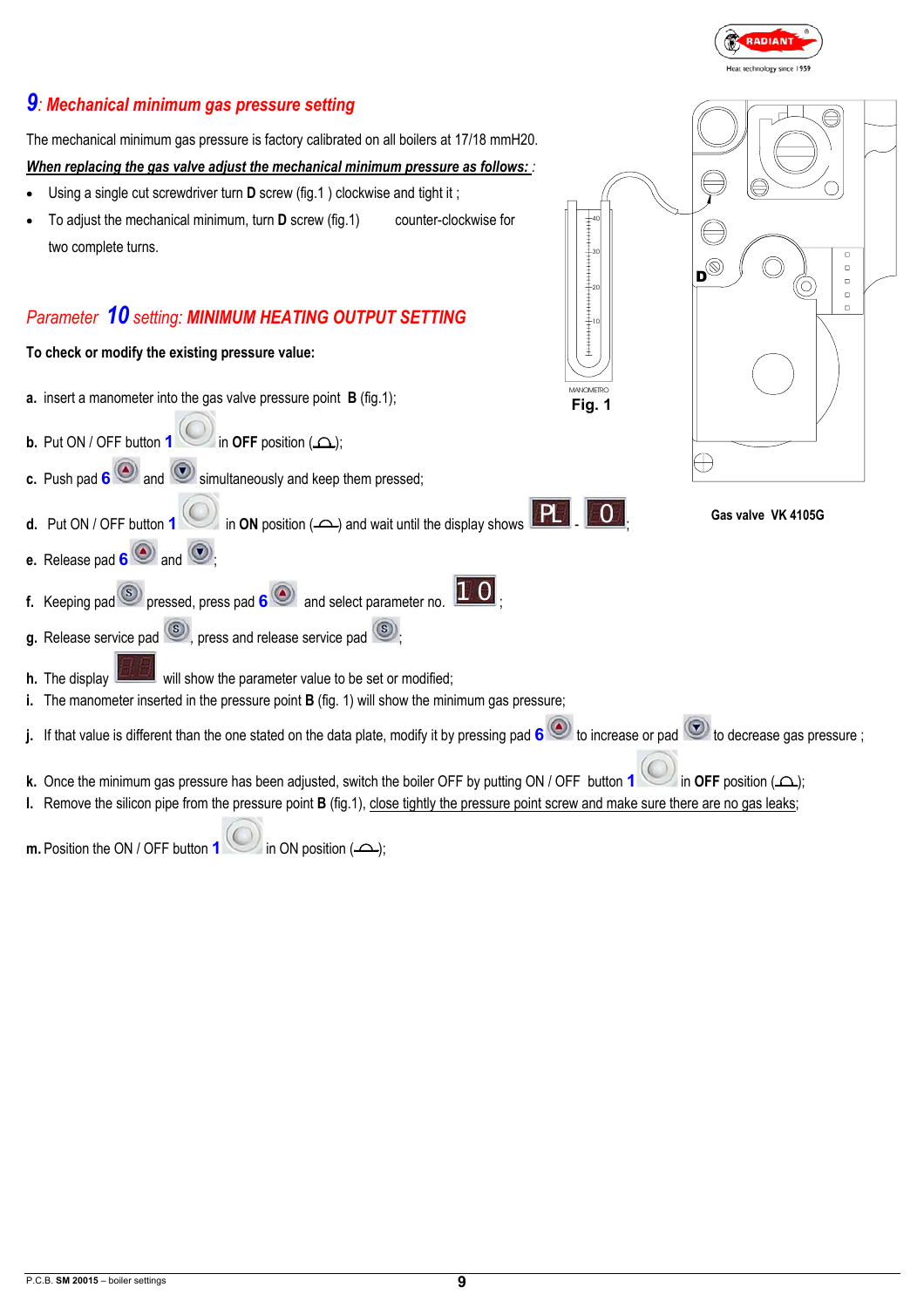## 9: Mechanical minimum gas pressure setting

The mechanical minimum gas pressure is factory calibrated on all boilers at 17/18 mmH20.

***When replacing the gas valve adjust the mechanical minimum pressure as follows:*** :

- Using a single cut screwdriver turn **D** screw (fig.1 ) clockwise and tight it ;
- To adjust the mechanical minimum, turn **D** screw (fig.1) counter-clockwise for two complete turns.

MANOMETRO

**Fig. 1**

**Gas valve VK 4105G**

## Parameter 10 setting: MINIMUM HEATING OUTPUT SETTING

**To check or modify the existing pressure value:**

**a.** insert a manometer into the gas valve pressure point **B** (fig.1);

**b.** Put ON / OFF button **1** in **OFF** position ( );

**c.** Push pad **6** and simultaneously and keep them pressed;

**d.** Put ON / OFF button **1** in **ON** position ( ) and wait until the display shows PL - 0;

**e.** Release pad **6** and ;

**f.** Keeping pad pressed, press pad **6** and select parameter no. 10;

**g.** Release service pad , press and release service pad ;

**h.** The display will show the parameter value to be set or modified;

**i.** The manometer inserted in the pressure point **B** (fig. 1) will show the minimum gas pressure;

**j.** If that value is different than the one stated on the data plate, modify it by pressing pad **6** to increase or pad to decrease gas pressure ;

**k.** Once the minimum gas pressure has been adjusted, switch the boiler OFF by putting ON / OFF button **1** in **OFF** position ( );

**l.** Remove the silicon pipe from the pressure point **B** (fig.1), close tightly the pressure point screw and make sure there are no gas leaks;

**m.** Position the ON / OFF button **1** in ON position ( );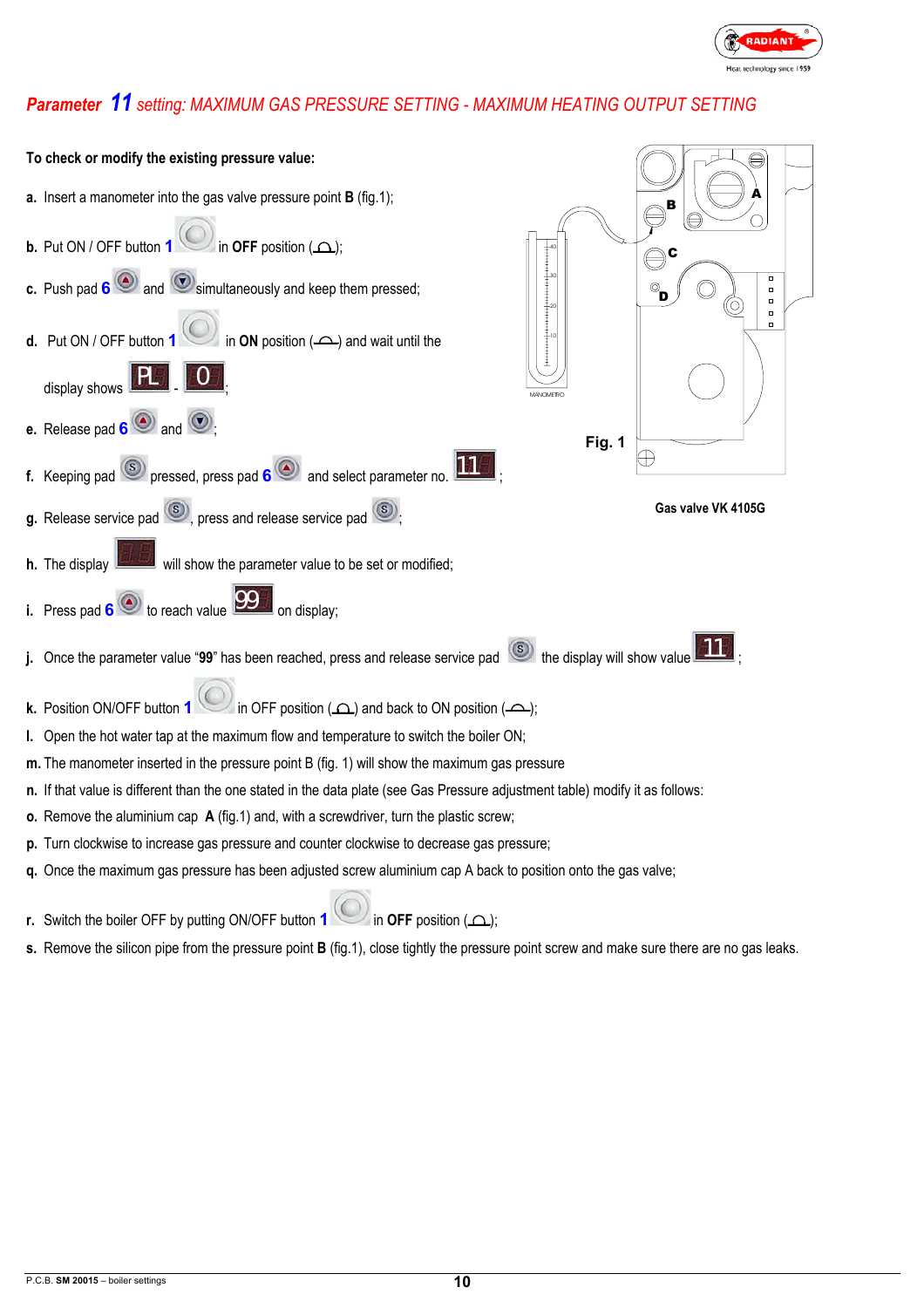## *Parameter 11 setting: MAXIMUM GAS PRESSURE SETTING - MAXIMUM HEATING OUTPUT SETTING*

**To check or modify the existing pressure value:**

**a.** Insert a manometer into the gas valve pressure point **B** (fig.1);

**b.** Put ON / OFF button **1** in **OFF** position;

**c.** Push pad **6** and simultaneously and keep them pressed;

**d.** Put ON / OFF button **1** in **ON** position and wait until the display shows PL - 0;

**e.** Release pad **6** and;

**f.** Keeping pad pressed, press pad **6** and select parameter no. 11;

**g.** Release service pad, press and release service pad;

**h.** The display will show the parameter value to be set or modified;

**i.** Press pad **6** to reach value 99 on display;

**j.** Once the parameter value "**99**" has been reached, press and release service pad the display will show value 11;

**k.** Position ON/OFF button **1** in OFF position and back to ON position;

**l.** Open the hot water tap at the maximum flow and temperature to switch the boiler ON;

**m.** The manometer inserted in the pressure point B (fig. 1) will show the maximum gas pressure

**n.** If that value is different than the one stated in the data plate (see Gas Pressure adjustment table) modify it as follows:

**o.** Remove the aluminium cap **A** (fig.1) and, with a screwdriver, turn the plastic screw;

**p.** Turn clockwise to increase gas pressure and counter clockwise to decrease gas pressure;

**q.** Once the maximum gas pressure has been adjusted screw aluminium cap A back to position onto the gas valve;

**r.** Switch the boiler OFF by putting ON/OFF button **1** in **OFF** position;

**s.** Remove the silicon pipe from the pressure point **B** (fig.1), close tightly the pressure point screw and make sure there are no gas leaks.

**Fig. 1**

**Gas valve VK 4105G**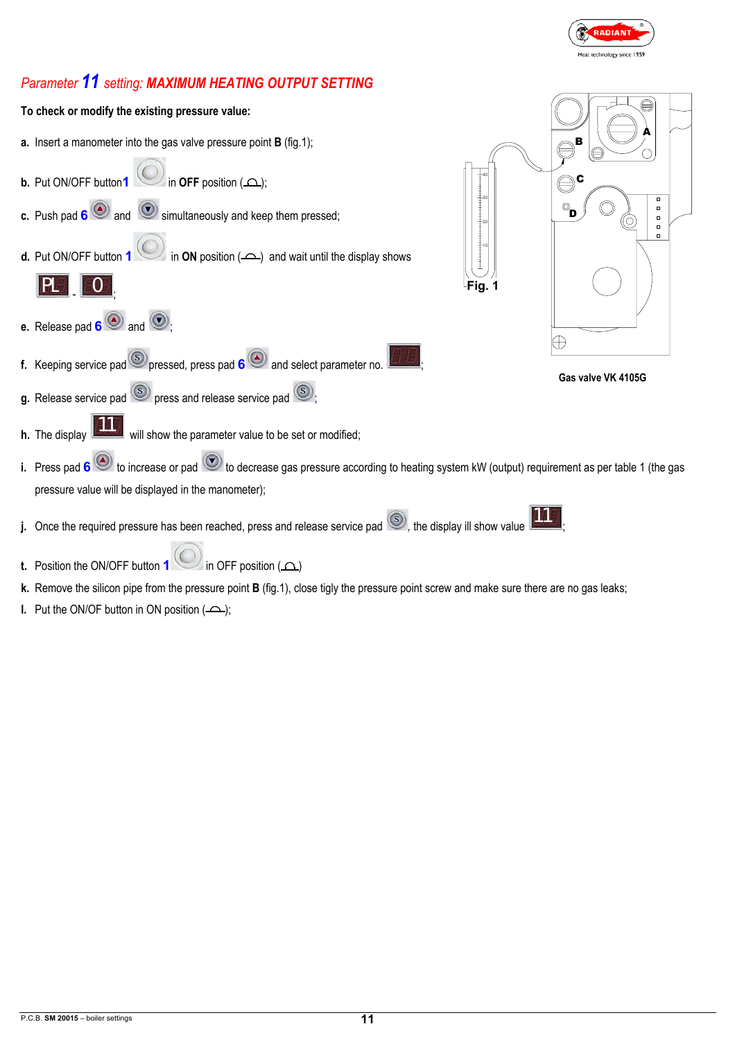## *Parameter 11 setting: MAXIMUM HEATING OUTPUT SETTING*

**To check or modify the existing pressure value:**

**a.** Insert a manometer into the gas valve pressure point **B** (fig.1);

**b.** Put ON/OFF button **1** in **OFF** position;

**c.** Push pad **6** and simultaneously and keep them pressed;

**d.** Put ON/OFF button **1** in **ON** position and wait until the display shows PL - 0;

**e.** Release pad **6** and;

**f.** Keeping service pad pressed, press pad **6** and select parameter no.;

**g.** Release service pad, press and release service pad;

**h.** The display 11 will show the parameter value to be set or modified;

**i.** Press pad **6** to increase or pad to decrease gas pressure according to heating system kW (output) requirement as per table 1 (the gas pressure value will be displayed in the manometer);

**j.** Once the required pressure has been reached, press and release service pad, the display ill show value 11;

**t.** Position the ON/OFF button **1** in OFF position

**k.** Remove the silicon pipe from the pressure point **B** (fig.1), close tigly the pressure point screw and make sure there are no gas leaks;

**l.** Put the ON/OF button in ON position;

Fig. 1

**Gas valve VK 4105G**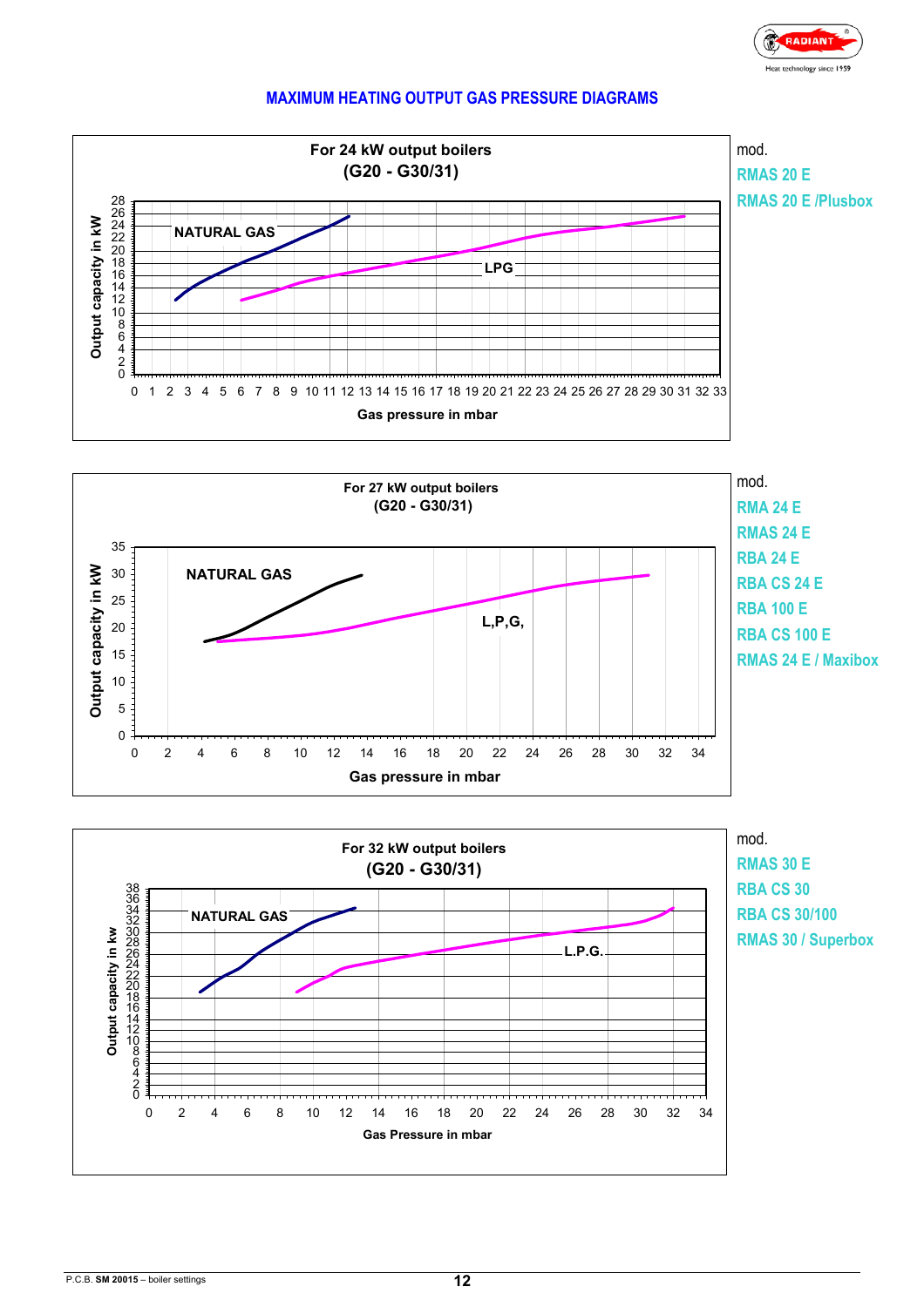## MAXIMUM HEATING OUTPUT GAS PRESSURE DIAGRAMS

**For 24 kW output boilers**
**(G20 - G30/31)**

NATURAL GAS

LPG

Output capacity in kW

Gas pressure in mbar

mod.
- RMAS 20 E
- RMAS 20 E /Plusbox

**For 27 kW output boilers**
**(G20 - G30/31)**

NATURAL GAS

L,P,G,

Output capacity in kW

Gas pressure in mbar

mod.
- RMA 24 E
- RMAS 24 E
- RBA 24 E
- RBA CS 24 E
- RBA 100 E
- RBA CS 100 E
- RMAS 24 E / Maxibox

**For 32 kW output boilers**
**(G20 - G30/31)**

NATURAL GAS

L.P.G.

Output capacity in kw

Gas Pressure in mbar

mod.
- RMAS 30 E
- RBA CS 30
- RBA CS 30/100
- RMAS 30 / Superbox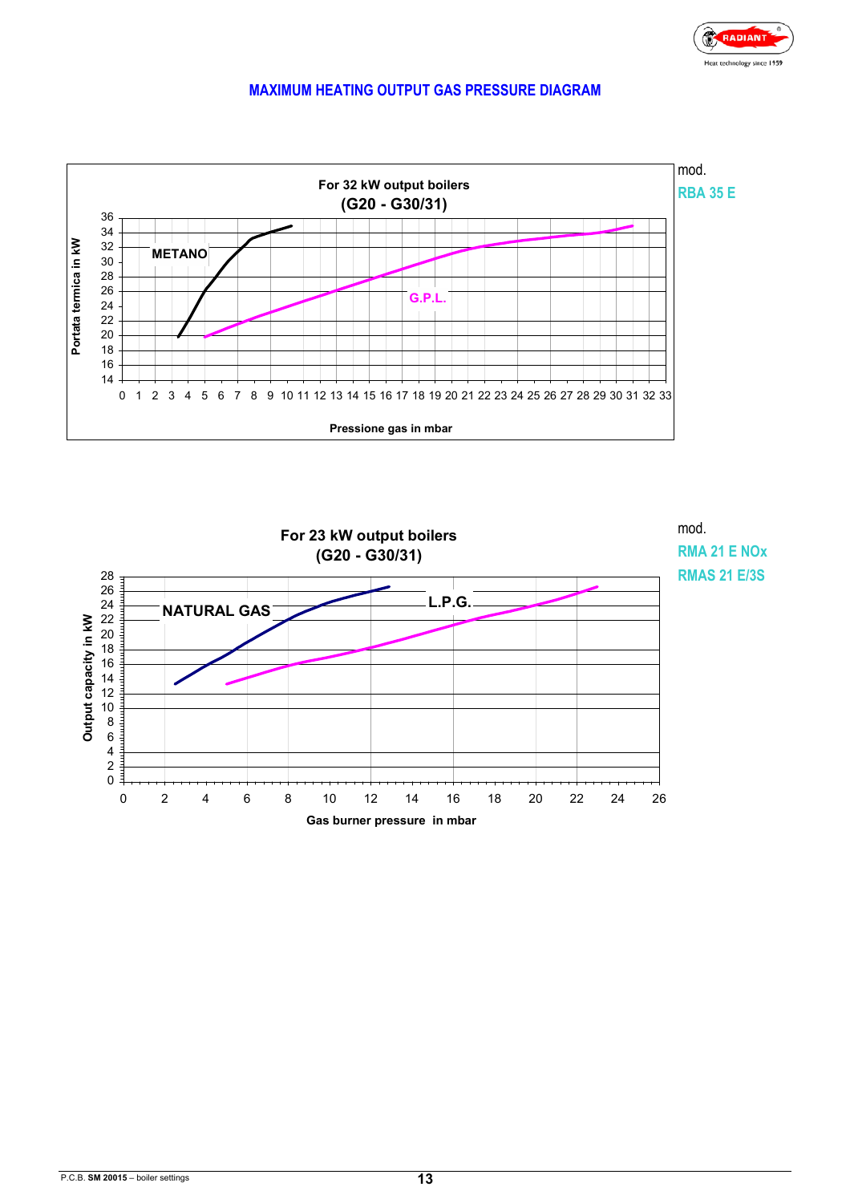## MAXIMUM HEATING OUTPUT GAS PRESSURE DIAGRAM

**For 32 kW output boilers**
**(G20 - G30/31)**

METANO

G.P.L.

Portata termica in kW

Pressione gas in mbar

mod.
**RBA 35 E**

**For 23 kW output boilers**
**(G20 - G30/31)**

NATURAL GAS

L.P.G.

Output capacity in kW

Gas burner pressure in mbar

mod.
**RMA 21 E NOx**
**RMAS 21 E/3S**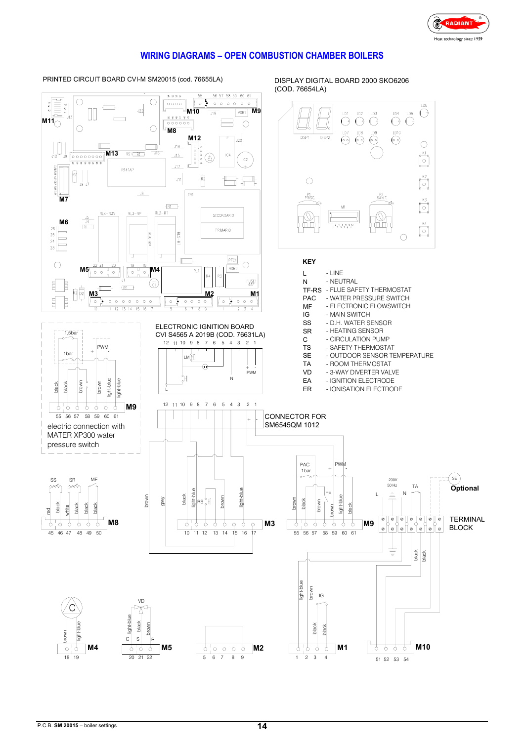## WIRING DIAGRAMS – OPEN COMBUSTION CHAMBER BOILERS

PRINTED CIRCUIT BOARD CVI-M SM20015 (cod. 76655LA)

DISPLAY DIGITAL BOARD 2000 SKO6206 (COD. 76654LA)

ELECTRONIC IGNITION BOARD CVI S4565 A 2019B (COD. 76631LA)

electric connection with MATER XP300 water pressure switch

CONNECTOR FOR SM6545QM 1012

### KEY

- L - LINE
- N - NEUTRAL
- TF-RS - FLUE SAFETY THERMOSTAT
- PAC - WATER PRESSURE SWITCH
- MF - ELECTRONIC FLOWSWITCH
- IG - MAIN SWITCH
- SS - D.H. WATER SENSOR
- SR - HEATING SENSOR
- C - CIRCULATION PUMP
- TS - SAFETY THERMOSTAT
- SE - OUTDOOR SENSOR TEMPERATURE
- TA - ROOM THERMOSTAT
- VD - 3-WAY DIVERTER VALVE
- EA - IGNITION ELECTRODE
- ER - IONISATION ELECTRODE

Optional

TERMINAL BLOCK

P.C.B. **SM 20015** – boiler settings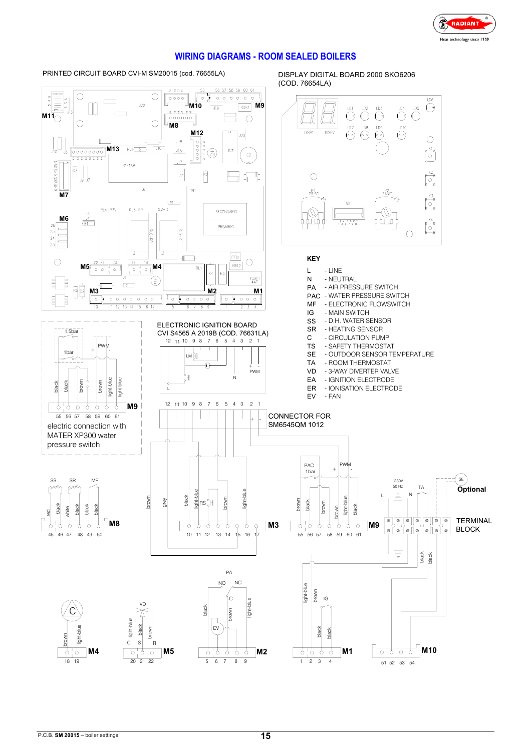# WIRING DIAGRAMS - ROOM SEALED BOILERS

PRINTED CIRCUIT BOARD CVI-M SM20015 (cod. 76655LA)

DISPLAY DIGITAL BOARD 2000 SKO6206 (COD. 76654LA)

ELECTRONIC IGNITION BOARD CVI S4565 A 2019B (COD. 76631LA)

CONNECTOR FOR SM6545QM 1012

electric connection with MATER XP300 water pressure switch

## KEY

- L - LINE
- N - NEUTRAL
- PA - AIR PRESSURE SWITCH
- PAC - WATER PRESSURE SWITCH
- MF - ELECTRONIC FLOWSWITCH
- IG - MAIN SWITCH
- SS - D.H. WATER SENSOR
- SR - HEATING SENSOR
- C - CIRCULATION PUMP
- TS - SAFETY THERMOSTAT
- SE - OUTDOOR SENSOR TEMPERATURE
- TA - ROOM THERMOSTAT
- VD - 3-WAY DIVERTER VALVE
- EA - IGNITION ELECTRODE
- ER - IONISATION ELECTRODE
- EV - FAN

Optional

TERMINAL BLOCK

P.C.B. **SM 20015** – boiler settings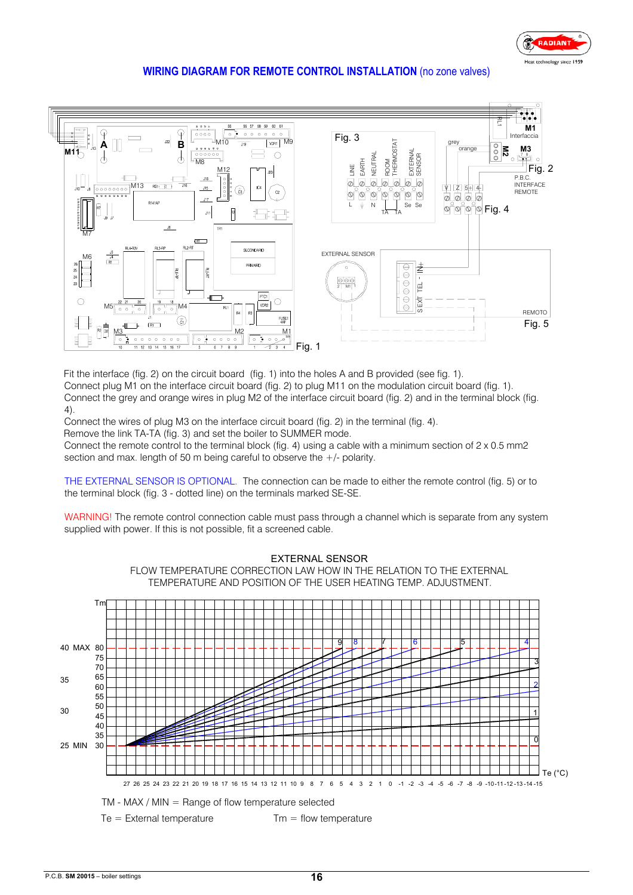## WIRING DIAGRAM FOR REMOTE CONTROL INSTALLATION (no zone valves)

Fig. 1

Fig. 2

Fig. 3

Fig. 4

Fig. 5

Fit the interface (fig. 2) on the circuit board (fig. 1) into the holes A and B provided (see fig. 1).
Connect plug M1 on the interface circuit board (fig. 2) to plug M11 on the modulation circuit board (fig. 1).
Connect the grey and orange wires in plug M2 of the interface circuit board (fig. 2) and in the terminal block (fig. 4).
Connect the wires of plug M3 on the interface circuit board (fig. 2) in the terminal (fig. 4).
Remove the link TA-TA (fig. 3) and set the boiler to SUMMER mode.
Connect the remote control to the terminal block (fig. 4) using a cable with a minimum section of 2 x 0.5 mm2 section and max. length of 50 m being careful to observe the +/- polarity.

THE EXTERNAL SENSOR IS OPTIONAL. The connection can be made to either the remote control (fig. 5) or to the terminal block (fig. 3 - dotted line) on the terminals marked SE-SE.

WARNING! The remote control connection cable must pass through a channel which is separate from any system supplied with power. If this is not possible, fit a screened cable.

EXTERNAL SENSOR
FLOW TEMPERATURE CORRECTION LAW HOW IN THE RELATION TO THE EXTERNAL TEMPERATURE AND POSITION OF THE USER HEATING TEMP. ADJUSTMENT.

TM - MAX / MIN = Range of flow temperature selected

Te = External temperature

Tm = flow temperature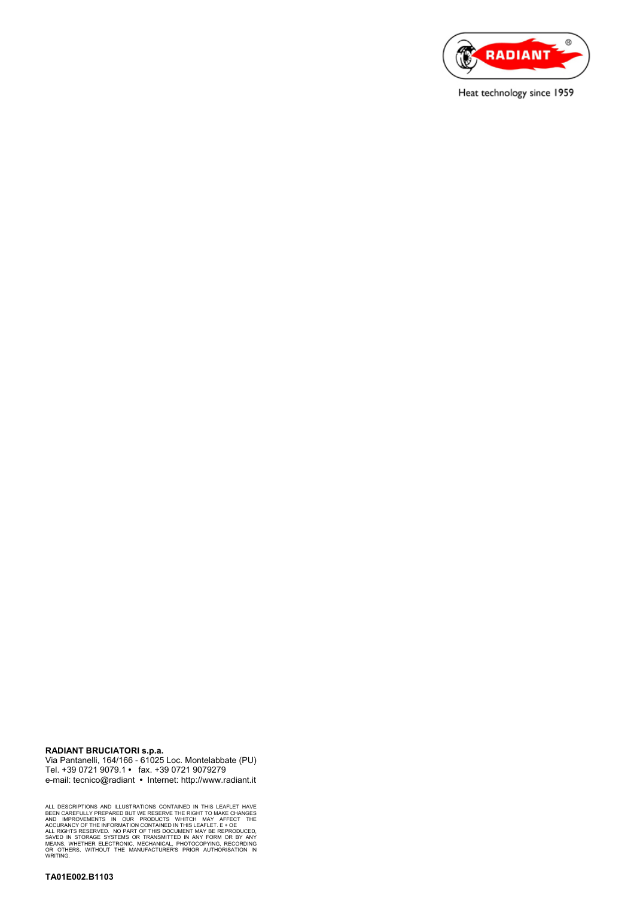RADIANT

Heat technology since 1959

**RADIANT BRUCIATORI s.p.a.**
Via Pantanelli, 164/166 - 61025 Loc. Montelabbate (PU)
Tel. +39 0721 9079.1 • fax. +39 0721 9079279
e-mail: tecnico@radiant • Internet: http://www.radiant.it

ALL DESCRIPTIONS AND ILLUSTRATIONS CONTAINED IN THIS LEAFLET HAVE BEEN CAREFULLY PREPARED BUT WE RESERVE THE RIGHT TO MAKE CHANGES AND IMPROVEMENTS IN OUR PRODUCTS WHITCH MAY AFFECT THE ACCURANCY OF THE INFORMATION CONTAINED IN THIS LEAFLET. E + OE
ALL RIGHTS RESERVED. NO PART OF THIS DOCUMENT MAY BE REPRODUCED, SAVED IN STORAGE SYSTEMS OR TRANSMITTED IN ANY FORM OR BY ANY MEANS, WHETHER ELECTRONIC, MECHANICAL, PHOTOCOPYING, RECORDING OR OTHERS, WITHOUT THE MANUFACTURER'S PRIOR AUTHORISATION IN WRITING.

**TA01E002.B1103**